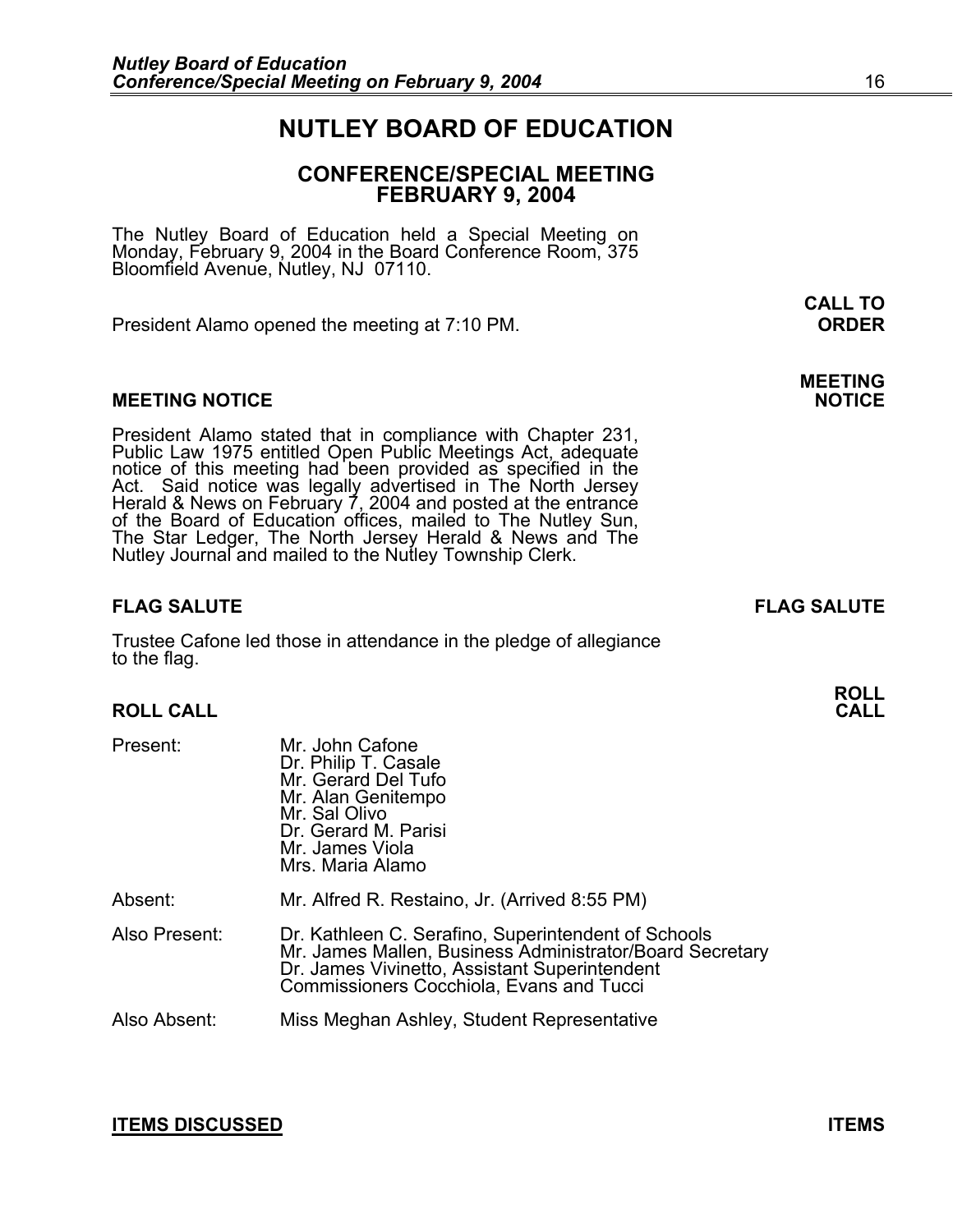# NUTLEY BOARD OF EDUCATION

## CONFERENCE/SPECIAL MEETING
## FEBRUARY 9, 2004

The Nutley Board of Education held a Special Meeting on Monday, February 9, 2004 in the Board Conference Room, 375 Bloomfield Avenue, Nutley, NJ 07110.

**CALL TO ORDER**

President Alamo opened the meeting at 7:10 PM.

### MEETING NOTICE

President Alamo stated that in compliance with Chapter 231, Public Law 1975 entitled Open Public Meetings Act, adequate notice of this meeting had been provided as specified in the Act. Said notice was legally advertised in The North Jersey Herald & News on February 7, 2004 and posted at the entrance of the Board of Education offices, mailed to The Nutley Sun, The Star Ledger, The North Jersey Herald & News and The Nutley Journal and mailed to the Nutley Township Clerk.

### FLAG SALUTE

Trustee Cafone led those in attendance in the pledge of allegiance to the flag.

### ROLL CALL

Present:
- Mr. John Cafone
- Dr. Philip T. Casale
- Mr. Gerard Del Tufo
- Mr. Alan Genitempo
- Mr. Sal Olivo
- Dr. Gerard M. Parisi
- Mr. James Viola
- Mrs. Maria Alamo

Absent: Mr. Alfred R. Restaino, Jr. (Arrived 8:55 PM)

Also Present:
- Dr. Kathleen C. Serafino, Superintendent of Schools
- Mr. James Mallen, Business Administrator/Board Secretary
- Dr. James Vivinetto, Assistant Superintendent
- Commissioners Cocchiola, Evans and Tucci

Also Absent: Miss Meghan Ashley, Student Representative

### ITEMS DISCUSSED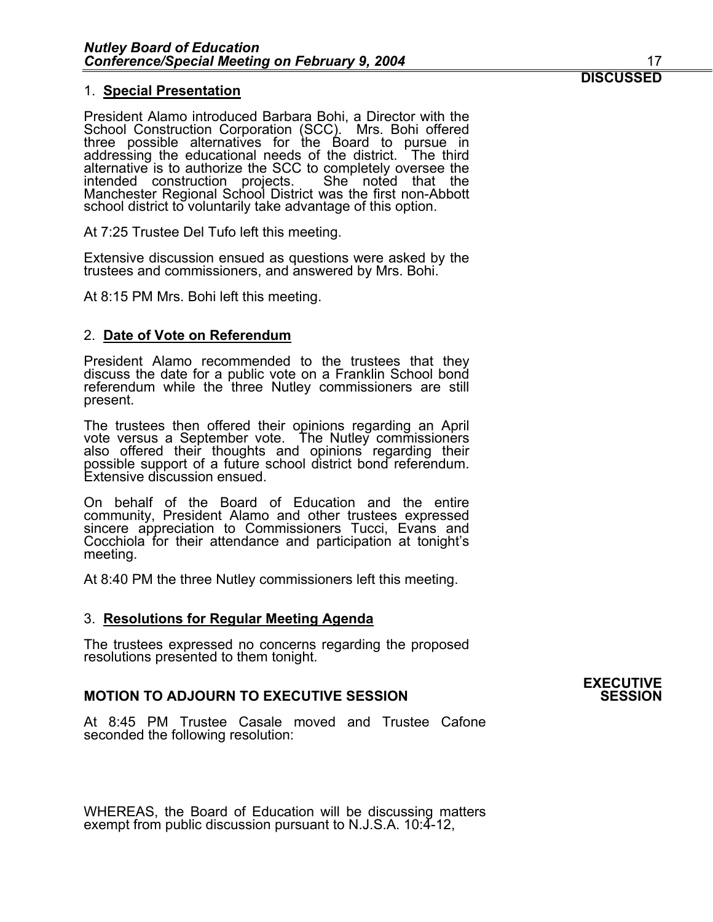**DISCUSSED**

1. **Special Presentation**

President Alamo introduced Barbara Bohi, a Director with the School Construction Corporation (SCC). Mrs. Bohi offered three possible alternatives for the Board to pursue in addressing the educational needs of the district. The third alternative is to authorize the SCC to completely oversee the intended construction projects. She noted that the Manchester Regional School District was the first non-Abbott school district to voluntarily take advantage of this option.

At 7:25 Trustee Del Tufo left this meeting.

Extensive discussion ensued as questions were asked by the trustees and commissioners, and answered by Mrs. Bohi.

At 8:15 PM Mrs. Bohi left this meeting.

2. **Date of Vote on Referendum**

President Alamo recommended to the trustees that they discuss the date for a public vote on a Franklin School bond referendum while the three Nutley commissioners are still present.

The trustees then offered their opinions regarding an April vote versus a September vote. The Nutley commissioners also offered their thoughts and opinions regarding their possible support of a future school district bond referendum. Extensive discussion ensued.

On behalf of the Board of Education and the entire community, President Alamo and other trustees expressed sincere appreciation to Commissioners Tucci, Evans and Cocchiola for their attendance and participation at tonight's meeting.

At 8:40 PM the three Nutley commissioners left this meeting.

3. **Resolutions for Regular Meeting Agenda**

The trustees expressed no concerns regarding the proposed resolutions presented to them tonight.

**EXECUTIVE SESSION**

**MOTION TO ADJOURN TO EXECUTIVE SESSION**

At 8:45 PM Trustee Casale moved and Trustee Cafone seconded the following resolution:

WHEREAS, the Board of Education will be discussing matters exempt from public discussion pursuant to N.J.S.A. 10:4-12,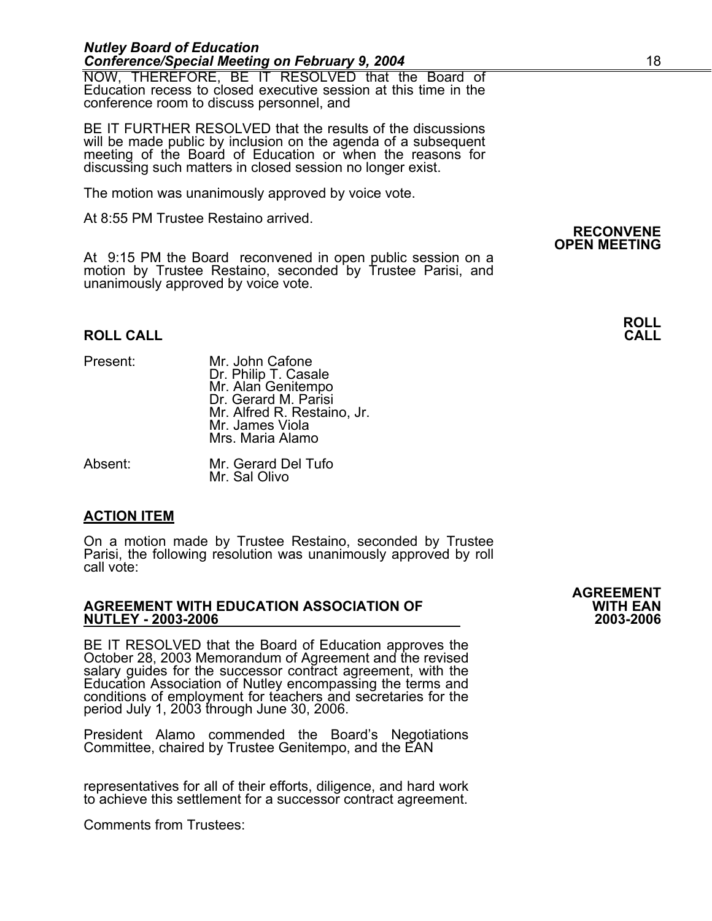NOW, THEREFORE, BE IT RESOLVED that the Board of Education recess to closed executive session at this time in the conference room to discuss personnel, and

BE IT FURTHER RESOLVED that the results of the discussions will be made public by inclusion on the agenda of a subsequent meeting of the Board of Education or when the reasons for discussing such matters in closed session no longer exist.

The motion was unanimously approved by voice vote.

At 8:55 PM Trustee Restaino arrived.

**RECONVENE OPEN MEETING**

At 9:15 PM the Board reconvened in open public session on a motion by Trustee Restaino, seconded by Trustee Parisi, and unanimously approved by voice vote.

**ROLL CALL**

Present:
- Mr. John Cafone
- Dr. Philip T. Casale
- Mr. Alan Genitempo
- Dr. Gerard M. Parisi
- Mr. Alfred R. Restaino, Jr.
- Mr. James Viola
- Mrs. Maria Alamo

Absent:
- Mr. Gerard Del Tufo
- Mr. Sal Olivo

**ACTION ITEM**

On a motion made by Trustee Restaino, seconded by Trustee Parisi, the following resolution was unanimously approved by roll call vote:

**AGREEMENT WITH EAN 2003-2006**

**AGREEMENT WITH EDUCATION ASSOCIATION OF NUTLEY - 2003-2006**

BE IT RESOLVED that the Board of Education approves the October 28, 2003 Memorandum of Agreement and the revised salary guides for the successor contract agreement, with the Education Association of Nutley encompassing the terms and conditions of employment for teachers and secretaries for the period July 1, 2003 through June 30, 2006.

President Alamo commended the Board's Negotiations Committee, chaired by Trustee Genitempo, and the EAN

representatives for all of their efforts, diligence, and hard work to achieve this settlement for a successor contract agreement.

Comments from Trustees: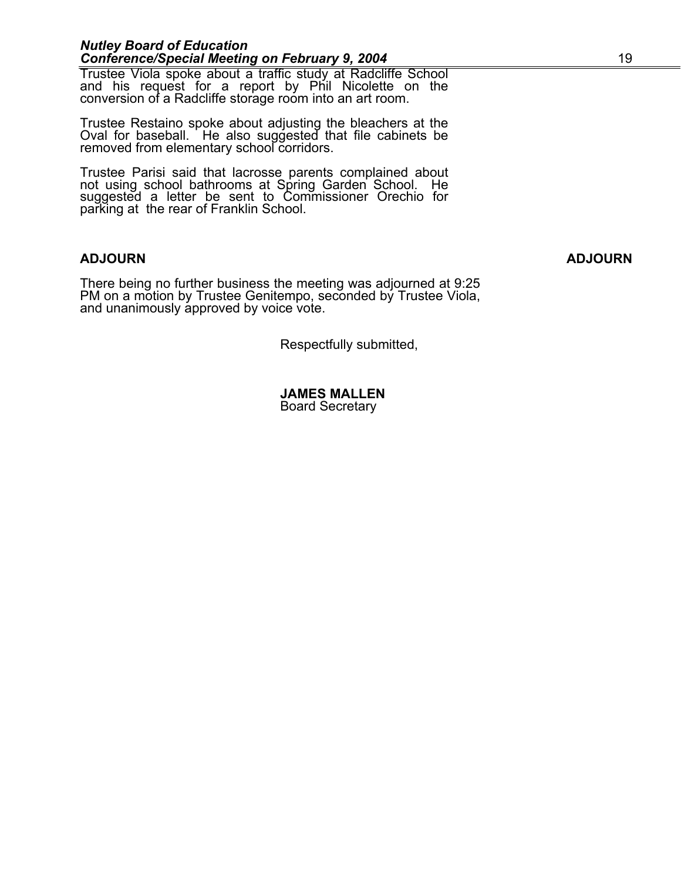Trustee Viola spoke about a traffic study at Radcliffe School and his request for a report by Phil Nicolette on the conversion of a Radcliffe storage room into an art room.

Trustee Restaino spoke about adjusting the bleachers at the Oval for baseball. He also suggested that file cabinets be removed from elementary school corridors.

Trustee Parisi said that lacrosse parents complained about not using school bathrooms at Spring Garden School. He suggested a letter be sent to Commissioner Orechio for parking at the rear of Franklin School.

## ADJOURN

There being no further business the meeting was adjourned at 9:25 PM on a motion by Trustee Genitempo, seconded by Trustee Viola, and unanimously approved by voice vote.

Respectfully submitted,

**JAMES MALLEN**
Board Secretary